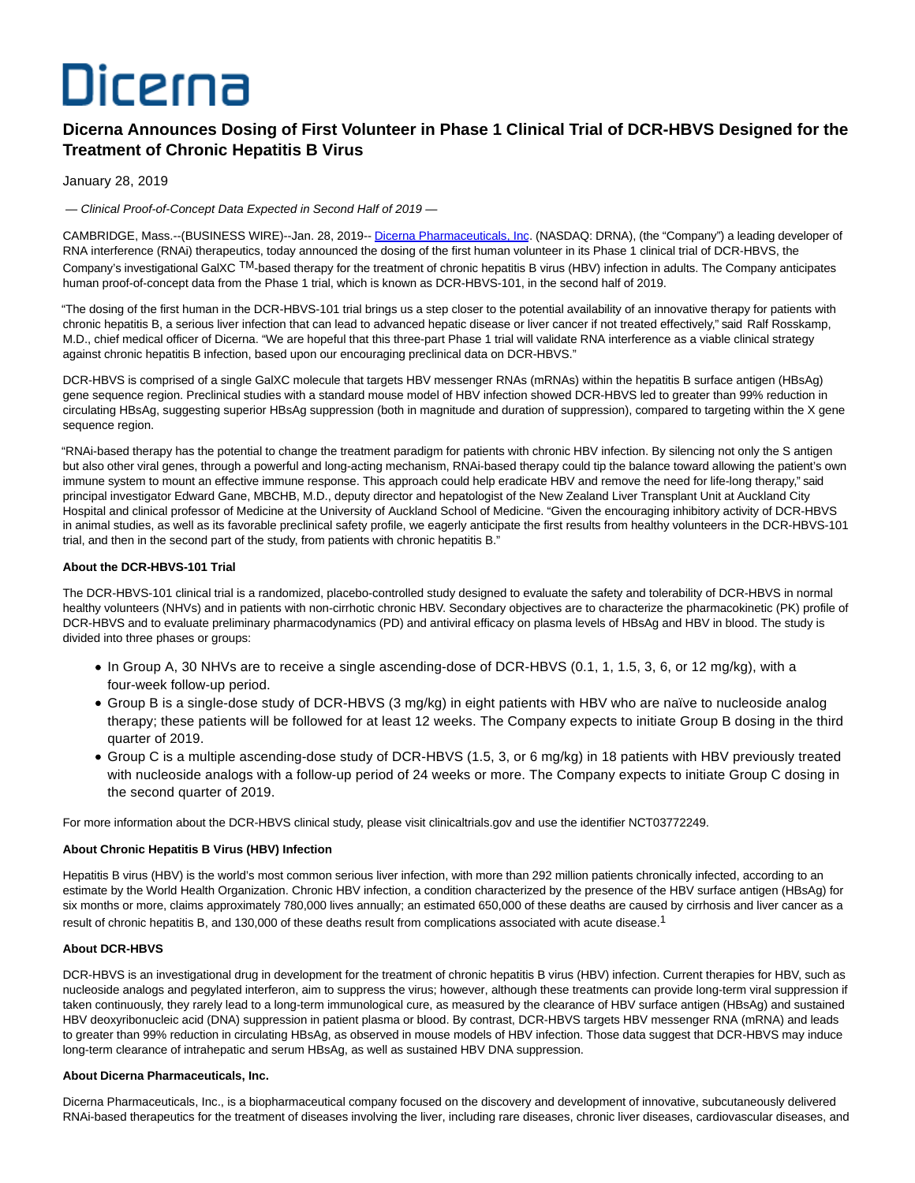# Dicerna

## Dicerna Announces Dosing of First Volunteer in Phase 1 Clinical Trial of DCR-HBVS Designed for the Treatment of Chronic Hepatitis B Virus

January 28, 2019

*— Clinical Proof-of-Concept Data Expected in Second Half of 2019 —*

CAMBRIDGE, Mass.--(BUSINESS WIRE)--Jan. 28, 2019-- Dicerna Pharmaceuticals, Inc. (NASDAQ: DRNA), (the "Company") a leading developer of RNA interference (RNAi) therapeutics, today announced the dosing of the first human volunteer in its Phase 1 clinical trial of DCR-HBVS, the Company's investigational GalXC ™-based therapy for the treatment of chronic hepatitis B virus (HBV) infection in adults. The Company anticipates human proof-of-concept data from the Phase 1 trial, which is known as DCR-HBVS-101, in the second half of 2019.

"The dosing of the first human in the DCR-HBVS-101 trial brings us a step closer to the potential availability of an innovative therapy for patients with chronic hepatitis B, a serious liver infection that can lead to advanced hepatic disease or liver cancer if not treated effectively," said Ralf Rosskamp, M.D., chief medical officer of Dicerna. "We are hopeful that this three-part Phase 1 trial will validate RNA interference as a viable clinical strategy against chronic hepatitis B infection, based upon our encouraging preclinical data on DCR-HBVS."

DCR-HBVS is comprised of a single GalXC molecule that targets HBV messenger RNAs (mRNAs) within the hepatitis B surface antigen (HBsAg) gene sequence region. Preclinical studies with a standard mouse model of HBV infection showed DCR-HBVS led to greater than 99% reduction in circulating HBsAg, suggesting superior HBsAg suppression (both in magnitude and duration of suppression), compared to targeting within the X gene sequence region.

"RNAi-based therapy has the potential to change the treatment paradigm for patients with chronic HBV infection. By silencing not only the S antigen but also other viral genes, through a powerful and long-acting mechanism, RNAi-based therapy could tip the balance toward allowing the patient's own immune system to mount an effective immune response. This approach could help eradicate HBV and remove the need for life-long therapy," said principal investigator Edward Gane, MBCHB, M.D., deputy director and hepatologist of the New Zealand Liver Transplant Unit at Auckland City Hospital and clinical professor of Medicine at the University of Auckland School of Medicine. "Given the encouraging inhibitory activity of DCR-HBVS in animal studies, as well as its favorable preclinical safety profile, we eagerly anticipate the first results from healthy volunteers in the DCR-HBVS-101 trial, and then in the second part of the study, from patients with chronic hepatitis B."

**About the DCR-HBVS-101 Trial**

The DCR-HBVS-101 clinical trial is a randomized, placebo-controlled study designed to evaluate the safety and tolerability of DCR-HBVS in normal healthy volunteers (NHVs) and in patients with non-cirrhotic chronic HBV. Secondary objectives are to characterize the pharmacokinetic (PK) profile of DCR-HBVS and to evaluate preliminary pharmacodynamics (PD) and antiviral efficacy on plasma levels of HBsAg and HBV in blood. The study is divided into three phases or groups:

- In Group A, 30 NHVs are to receive a single ascending-dose of DCR-HBVS (0.1, 1, 1.5, 3, 6, or 12 mg/kg), with a four-week follow-up period.
- Group B is a single-dose study of DCR-HBVS (3 mg/kg) in eight patients with HBV who are naïve to nucleoside analog therapy; these patients will be followed for at least 12 weeks. The Company expects to initiate Group B dosing in the third quarter of 2019.
- Group C is a multiple ascending-dose study of DCR-HBVS (1.5, 3, or 6 mg/kg) in 18 patients with HBV previously treated with nucleoside analogs with a follow-up period of 24 weeks or more. The Company expects to initiate Group C dosing in the second quarter of 2019.

For more information about the DCR-HBVS clinical study, please visit clinicaltrials.gov and use the identifier NCT03772249.

**About Chronic Hepatitis B Virus (HBV) Infection**

Hepatitis B virus (HBV) is the world's most common serious liver infection, with more than 292 million patients chronically infected, according to an estimate by the World Health Organization. Chronic HBV infection, a condition characterized by the presence of the HBV surface antigen (HBsAg) for six months or more, claims approximately 780,000 lives annually; an estimated 650,000 of these deaths are caused by cirrhosis and liver cancer as a result of chronic hepatitis B, and 130,000 of these deaths result from complications associated with acute disease.[1]

**About DCR-HBVS**

DCR-HBVS is an investigational drug in development for the treatment of chronic hepatitis B virus (HBV) infection. Current therapies for HBV, such as nucleoside analogs and pegylated interferon, aim to suppress the virus; however, although these treatments can provide long-term viral suppression if taken continuously, they rarely lead to a long-term immunological cure, as measured by the clearance of HBV surface antigen (HBsAg) and sustained HBV deoxyribonucleic acid (DNA) suppression in patient plasma or blood. By contrast, DCR-HBVS targets HBV messenger RNA (mRNA) and leads to greater than 99% reduction in circulating HBsAg, as observed in mouse models of HBV infection. Those data suggest that DCR-HBVS may induce long-term clearance of intrahepatic and serum HBsAg, as well as sustained HBV DNA suppression.

**About Dicerna Pharmaceuticals, Inc.**

Dicerna Pharmaceuticals, Inc., is a biopharmaceutical company focused on the discovery and development of innovative, subcutaneously delivered RNAi-based therapeutics for the treatment of diseases involving the liver, including rare diseases, chronic liver diseases, cardiovascular diseases, and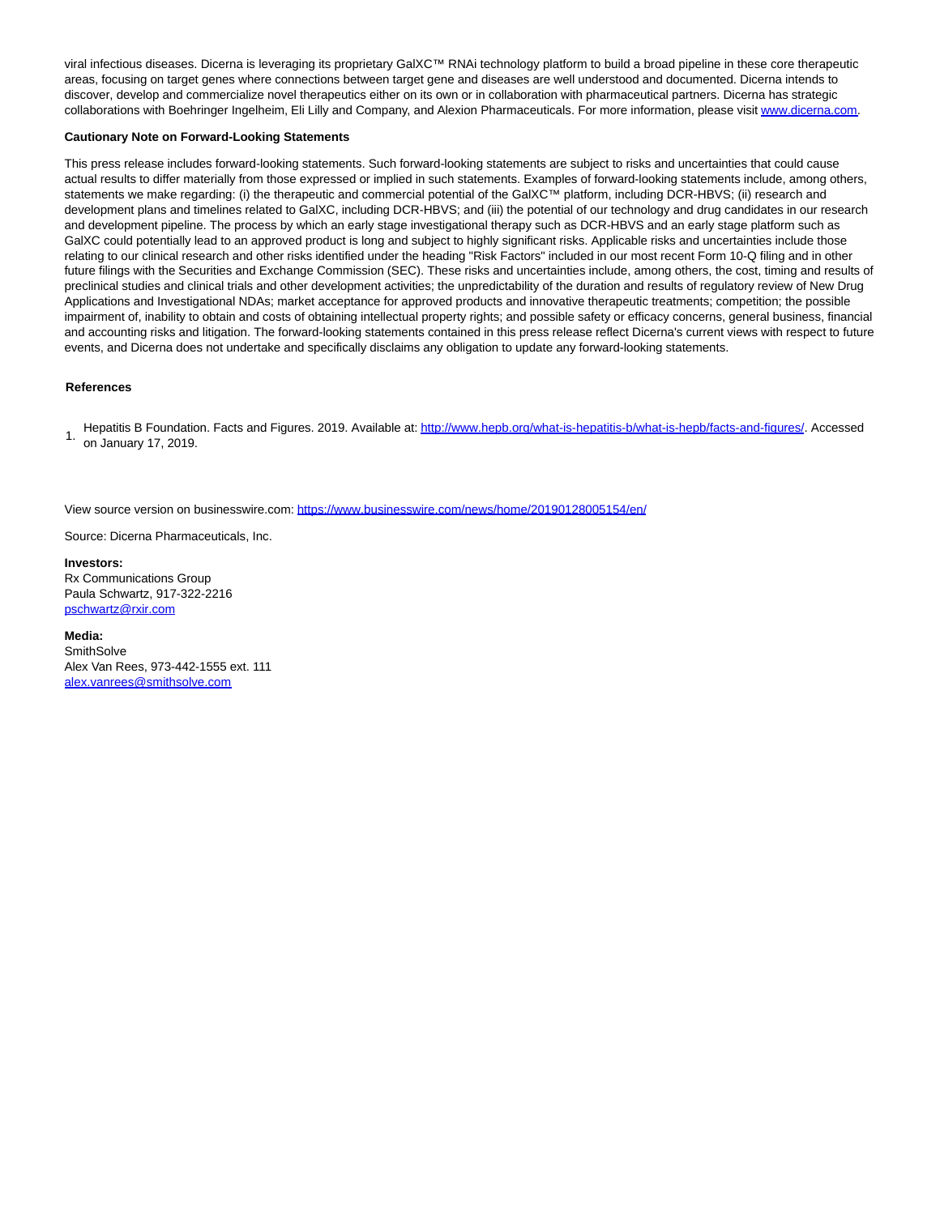viral infectious diseases. Dicerna is leveraging its proprietary GalXC™ RNAi technology platform to build a broad pipeline in these core therapeutic areas, focusing on target genes where connections between target gene and diseases are well understood and documented. Dicerna intends to discover, develop and commercialize novel therapeutics either on its own or in collaboration with pharmaceutical partners. Dicerna has strategic collaborations with Boehringer Ingelheim, Eli Lilly and Company, and Alexion Pharmaceuticals. For more information, please visit [www.dicerna.com](http://www.dicerna.com).

**Cautionary Note on Forward-Looking Statements**

This press release includes forward-looking statements. Such forward-looking statements are subject to risks and uncertainties that could cause actual results to differ materially from those expressed or implied in such statements. Examples of forward-looking statements include, among others, statements we make regarding: (i) the therapeutic and commercial potential of the GalXC™ platform, including DCR-HBVS; (ii) research and development plans and timelines related to GalXC, including DCR-HBVS; and (iii) the potential of our technology and drug candidates in our research and development pipeline. The process by which an early stage investigational therapy such as DCR-HBVS and an early stage platform such as GalXC could potentially lead to an approved product is long and subject to highly significant risks. Applicable risks and uncertainties include those relating to our clinical research and other risks identified under the heading "Risk Factors" included in our most recent Form 10-Q filing and in other future filings with the Securities and Exchange Commission (SEC). These risks and uncertainties include, among others, the cost, timing and results of preclinical studies and clinical trials and other development activities; the unpredictability of the duration and results of regulatory review of New Drug Applications and Investigational NDAs; market acceptance for approved products and innovative therapeutic treatments; competition; the possible impairment of, inability to obtain and costs of obtaining intellectual property rights; and possible safety or efficacy concerns, general business, financial and accounting risks and litigation. The forward-looking statements contained in this press release reflect Dicerna's current views with respect to future events, and Dicerna does not undertake and specifically disclaims any obligation to update any forward-looking statements.

**References**

1. Hepatitis B Foundation. Facts and Figures. 2019. Available at: [http://www.hepb.org/what-is-hepatitis-b/what-is-hepb/facts-and-figures/](http://www.hepb.org/what-is-hepatitis-b/what-is-hepb/facts-and-figures/). Accessed on January 17, 2019.

View source version on businesswire.com: [https://www.businesswire.com/news/home/20190128005154/en/](https://www.businesswire.com/news/home/20190128005154/en/)

Source: Dicerna Pharmaceuticals, Inc.

**Investors:**
Rx Communications Group
Paula Schwartz, 917-322-2216
[pschwartz@rxir.com](mailto:pschwartz@rxir.com)

**Media:**
SmithSolve
Alex Van Rees, 973-442-1555 ext. 111
[alex.vanrees@smithsolve.com](mailto:alex.vanrees@smithsolve.com)